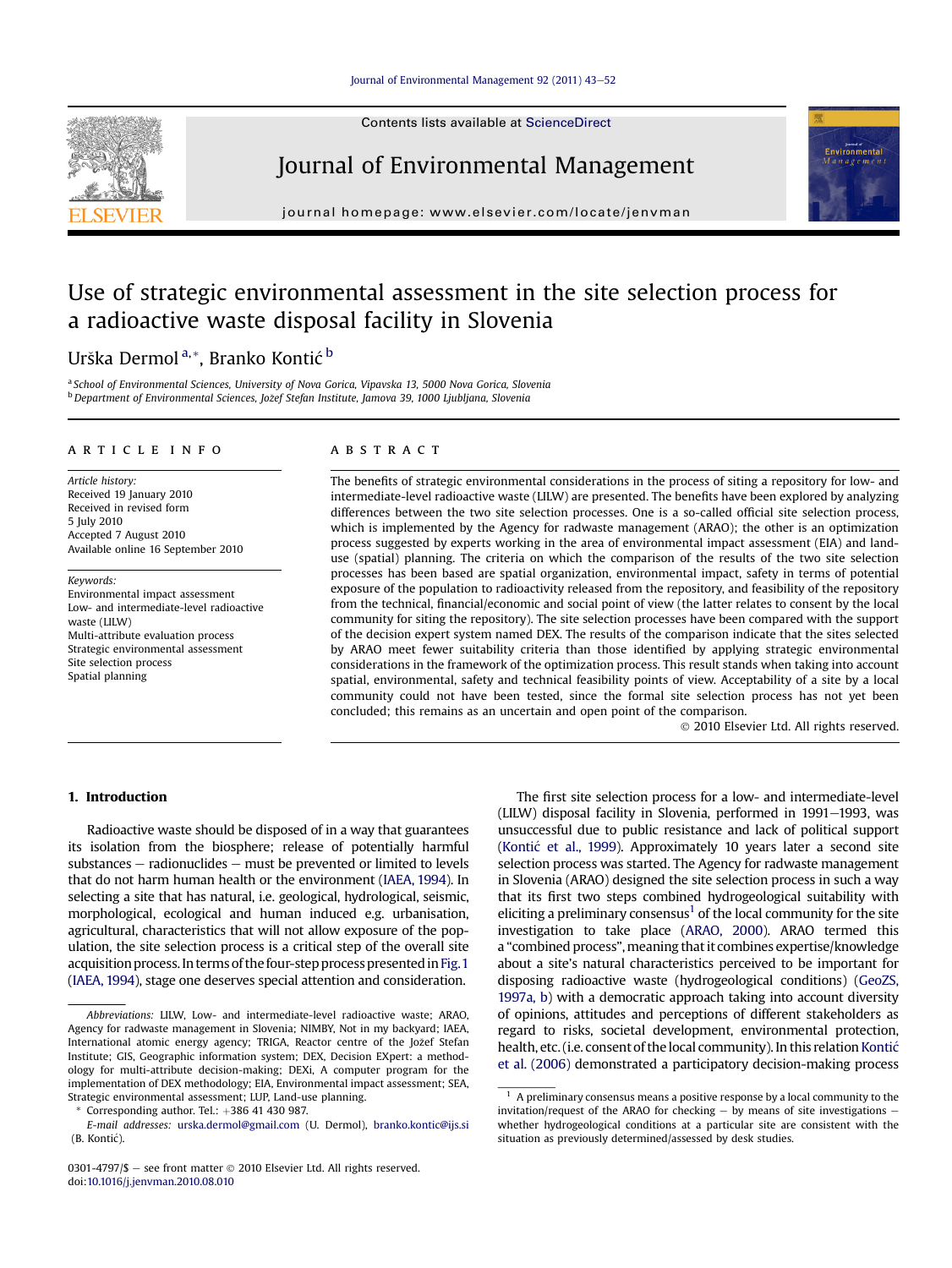# Use of strategic environmental assessment in the site selection process for a radioactive waste disposal facility in Slovenia

Urška Dermol [a,*], Branko Kontić [b]

[a] School of Environmental Sciences, University of Nova Gorica, Vipavska 13, 5000 Nova Gorica, Slovenia
[b] Department of Environmental Sciences, Jožef Stefan Institute, Jamova 39, 1000 Ljubljana, Slovenia

## ARTICLE INFO

*Article history:*
Received 19 January 2010
Received in revised form
5 July 2010
Accepted 7 August 2010
Available online 16 September 2010

*Keywords:*
Environmental impact assessment
Low- and intermediate-level radioactive waste (LILW)
Multi-attribute evaluation process
Strategic environmental assessment
Site selection process
Spatial planning

## ABSTRACT

The benefits of strategic environmental considerations in the process of siting a repository for low- and intermediate-level radioactive waste (LILW) are presented. The benefits have been explored by analyzing differences between the two site selection processes. One is a so-called official site selection process, which is implemented by the Agency for radwaste management (ARAO); the other is an optimization process suggested by experts working in the area of environmental impact assessment (EIA) and land-use (spatial) planning. The criteria on which the comparison of the results of the two site selection processes has been based are spatial organization, environmental impact, safety in terms of potential exposure of the population to radioactivity released from the repository, and feasibility of the repository from the technical, financial/economic and social point of view (the latter relates to consent by the local community for siting the repository). The site selection processes have been compared with the support of the decision expert system named DEX. The results of the comparison indicate that the sites selected by ARAO meet fewer suitability criteria than those identified by applying strategic environmental considerations in the framework of the optimization process. This result stands when taking into account spatial, environmental, safety and technical feasibility points of view. Acceptability of a site by a local community could not have been tested, since the formal site selection process has not yet been concluded; this remains as an uncertain and open point of the comparison.

© 2010 Elsevier Ltd. All rights reserved.

## 1. Introduction

Radioactive waste should be disposed of in a way that guarantees its isolation from the biosphere; release of potentially harmful substances – radionuclides – must be prevented or limited to levels that do not harm human health or the environment (IAEA, 1994). In selecting a site that has natural, i.e. geological, hydrological, seismic, morphological, ecological and human induced e.g. urbanisation, agricultural, characteristics that will not allow exposure of the population, the site selection process is a critical step of the overall site acquisition process. In terms of the four-step process presented in Fig. 1 (IAEA, 1994), stage one deserves special attention and consideration.

The first site selection process for a low- and intermediate-level (LILW) disposal facility in Slovenia, performed in 1991–1993, was unsuccessful due to public resistance and lack of political support (Kontić et al., 1999). Approximately 10 years later a second site selection process was started. The Agency for radwaste management in Slovenia (ARAO) designed the site selection process in such a way that its first two steps combined hydrogeological suitability with eliciting a preliminary consensus[1] of the local community for the site investigation to take place (ARAO, 2000). ARAO termed this a "combined process", meaning that it combines expertise/knowledge about a site's natural characteristics perceived to be important for disposing radioactive waste (hydrogeological conditions) (GeoZS, 1997a, b) with a democratic approach taking into account diversity of opinions, attitudes and perceptions of different stakeholders as regard to risks, societal development, environmental protection, health, etc. (i.e. consent of the local community). In this relation Kontić et al. (2006) demonstrated a participatory decision-making process

*Abbreviations:* LILW, Low- and intermediate-level radioactive waste; ARAO, Agency for radwaste management in Slovenia; NIMBY, Not in my backyard; IAEA, International atomic energy agency; TRIGA, Reactor centre of the Jožef Stefan Institute; GIS, Geographic information system; DEX, Decision EXpert: a methodology for multi-attribute decision-making; DEXi, A computer program for the implementation of DEX methodology; EIA, Environmental impact assessment; SEA, Strategic environmental assessment; LUP, Land-use planning.

\* Corresponding author. Tel.: +386 41 430 987.
E-mail addresses: urska.dermol@gmail.com (U. Dermol), branko.kontic@ijs.si (B. Kontić).

[1] A preliminary consensus means a positive response by a local community to the invitation/request of the ARAO for checking – by means of site investigations – whether hydrogeological conditions at a particular site are consistent with the situation as previously determined/assessed by desk studies.

0301-4797/$ – see front matter © 2010 Elsevier Ltd. All rights reserved.
doi:10.1016/j.jenvman.2010.08.010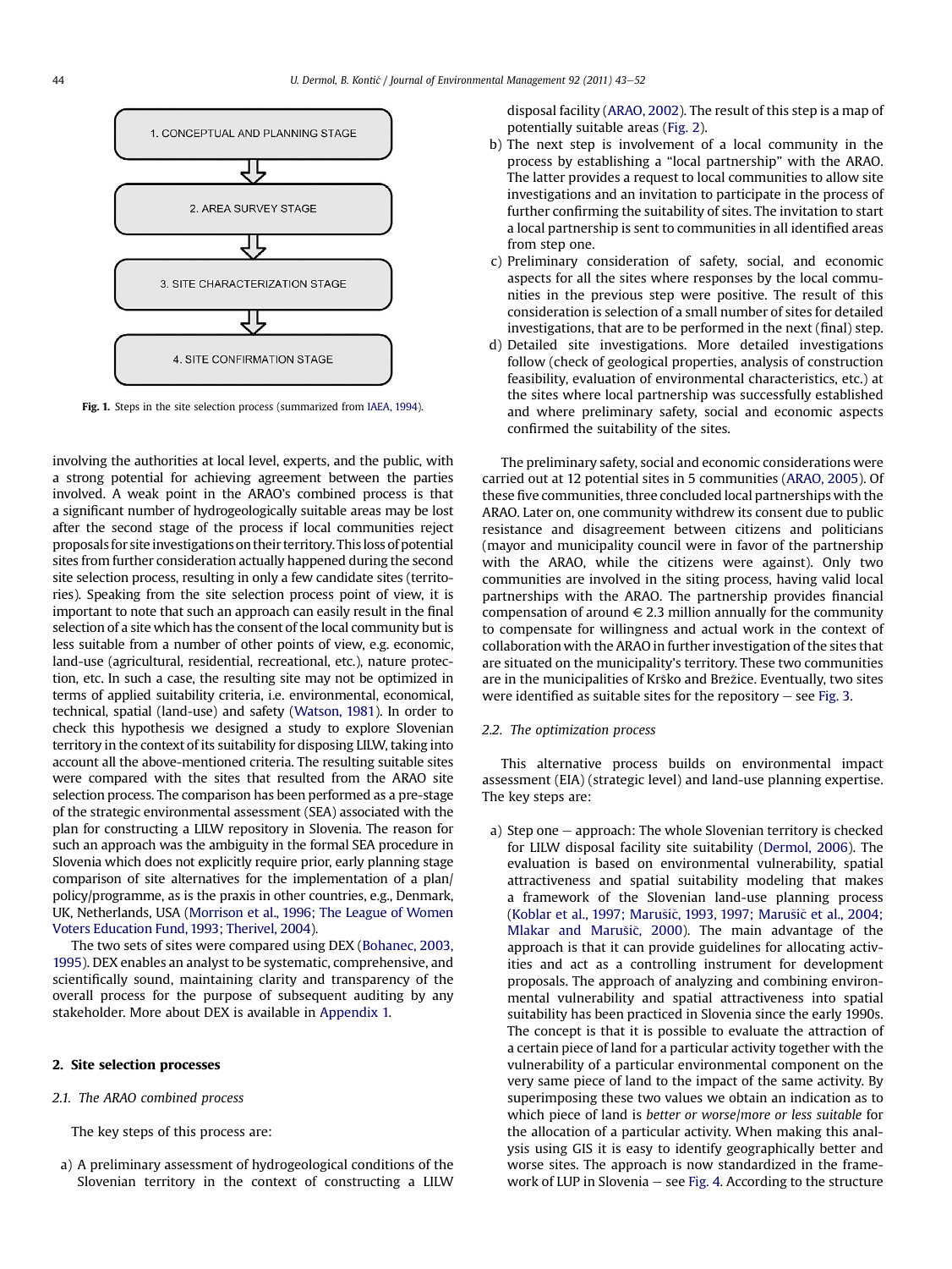1. CONCEPTUAL AND PLANNING STAGE

2. AREA SURVEY STAGE

3. SITE CHARACTERIZATION STAGE

4. SITE CONFIRMATION STAGE

**Fig. 1.** Steps in the site selection process (summarized from IAEA, 1994).

involving the authorities at local level, experts, and the public, with a strong potential for achieving agreement between the parties involved. A weak point in the ARAO's combined process is that a significant number of hydrogeologically suitable areas may be lost after the second stage of the process if local communities reject proposals for site investigations on their territory. This loss of potential sites from further consideration actually happened during the second site selection process, resulting in only a few candidate sites (territories). Speaking from the site selection process point of view, it is important to note that such an approach can easily result in the final selection of a site which has the consent of the local community but is less suitable from a number of other points of view, e.g. economic, land-use (agricultural, residential, recreational, etc.), nature protection, etc. In such a case, the resulting site may not be optimized in terms of applied suitability criteria, i.e. environmental, economical, technical, spatial (land-use) and safety (Watson, 1981). In order to check this hypothesis we designed a study to explore Slovenian territory in the context of its suitability for disposing LILW, taking into account all the above-mentioned criteria. The resulting suitable sites were compared with the sites that resulted from the ARAO site selection process. The comparison has been performed as a pre-stage of the strategic environmental assessment (SEA) associated with the plan for constructing a LILW repository in Slovenia. The reason for such an approach was the ambiguity in the formal SEA procedure in Slovenia which does not explicitly require prior, early planning stage comparison of site alternatives for the implementation of a plan/policy/programme, as is the praxis in other countries, e.g., Denmark, UK, Netherlands, USA (Morrison et al., 1996; The League of Women Voters Education Fund, 1993; Therivel, 2004).

The two sets of sites were compared using DEX (Bohanec, 2003, 1995). DEX enables an analyst to be systematic, comprehensive, and scientifically sound, maintaining clarity and transparency of the overall process for the purpose of subsequent auditing by any stakeholder. More about DEX is available in Appendix 1.

## 2. Site selection processes

### 2.1. The ARAO combined process

The key steps of this process are:

a) A preliminary assessment of hydrogeological conditions of the Slovenian territory in the context of constructing a LILW disposal facility (ARAO, 2002). The result of this step is a map of potentially suitable areas (Fig. 2).
b) The next step is involvement of a local community in the process by establishing a "local partnership" with the ARAO. The latter provides a request to local communities to allow site investigations and an invitation to participate in the process of further confirming the suitability of sites. The invitation to start a local partnership is sent to communities in all identified areas from step one.
c) Preliminary consideration of safety, social, and economic aspects for all the sites where responses by the local communities in the previous step were positive. The result of this consideration is selection of a small number of sites for detailed investigations, that are to be performed in the next (final) step.
d) Detailed site investigations. More detailed investigations follow (check of geological properties, analysis of construction feasibility, evaluation of environmental characteristics, etc.) at the sites where local partnership was successfully established and where preliminary safety, social and economic aspects confirmed the suitability of the sites.

The preliminary safety, social and economic considerations were carried out at 12 potential sites in 5 communities (ARAO, 2005). Of these five communities, three concluded local partnerships with the ARAO. Later on, one community withdrew its consent due to public resistance and disagreement between citizens and politicians (mayor and municipality council were in favor of the partnership with the ARAO, while the citizens were against). Only two communities are involved in the siting process, having valid local partnerships with the ARAO. The partnership provides financial compensation of around € 2.3 million annually for the community to compensate for willingness and actual work in the context of collaboration with the ARAO in further investigation of the sites that are situated on the municipality's territory. These two communities are in the municipalities of Krško and Brežice. Eventually, two sites were identified as suitable sites for the repository – see Fig. 3.

### 2.2. The optimization process

This alternative process builds on environmental impact assessment (EIA) (strategic level) and land-use planning expertise. The key steps are:

a) Step one – approach: The whole Slovenian territory is checked for LILW disposal facility site suitability (Dermol, 2006). The evaluation is based on environmental vulnerability, spatial attractiveness and spatial suitability modeling that makes a framework of the Slovenian land-use planning process (Koblar et al., 1997; Marušič, 1993, 1997; Marušič et al., 2004; Mlakar and Marušič, 2000). The main advantage of the approach is that it can provide guidelines for allocating activities and act as a controlling instrument for development proposals. The approach of analyzing and combining environmental vulnerability and spatial attractiveness into spatial suitability has been practiced in Slovenia since the early 1990s. The concept is that it is possible to evaluate the attraction of a certain piece of land for a particular activity together with the vulnerability of a particular environmental component on the very same piece of land to the impact of the same activity. By superimposing these two values we obtain an indication as to which piece of land is *better or worse*/*more or less suitable* for the allocation of a particular activity. When making this analysis using GIS it is easy to identify geographically better and worse sites. The approach is now standardized in the framework of LUP in Slovenia – see Fig. 4. According to the structure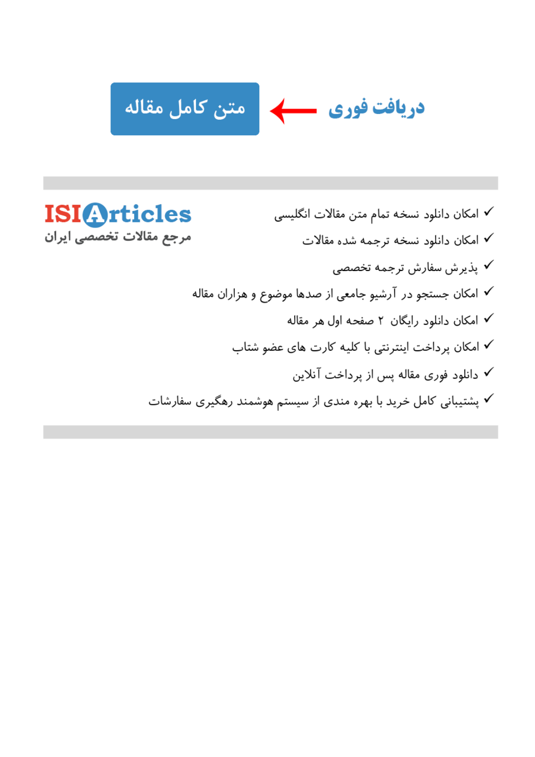دریافت فوری ← **متن کامل مقاله**

**ISIArticles**
مرجع مقالات تخصصی ایران

- ✓ امکان دانلود نسخه تمام متن مقالات انگلیسی
- ✓ امکان دانلود نسخه ترجمه شده مقالات
- ✓ پذیرش سفارش ترجمه تخصصی
- ✓ امکان جستجو در آرشیو جامعی از صدها موضوع و هزاران مقاله
- ✓ امکان دانلود رایگان ۲ صفحه اول هر مقاله
- ✓ امکان پرداخت اینترنتی با کلیه کارت های عضو شتاب
- ✓ دانلود فوری مقاله پس از پرداخت آنلاین
- ✓ پشتیبانی کامل خرید با بهره مندی از سیستم هوشمند رهگیری سفارشات